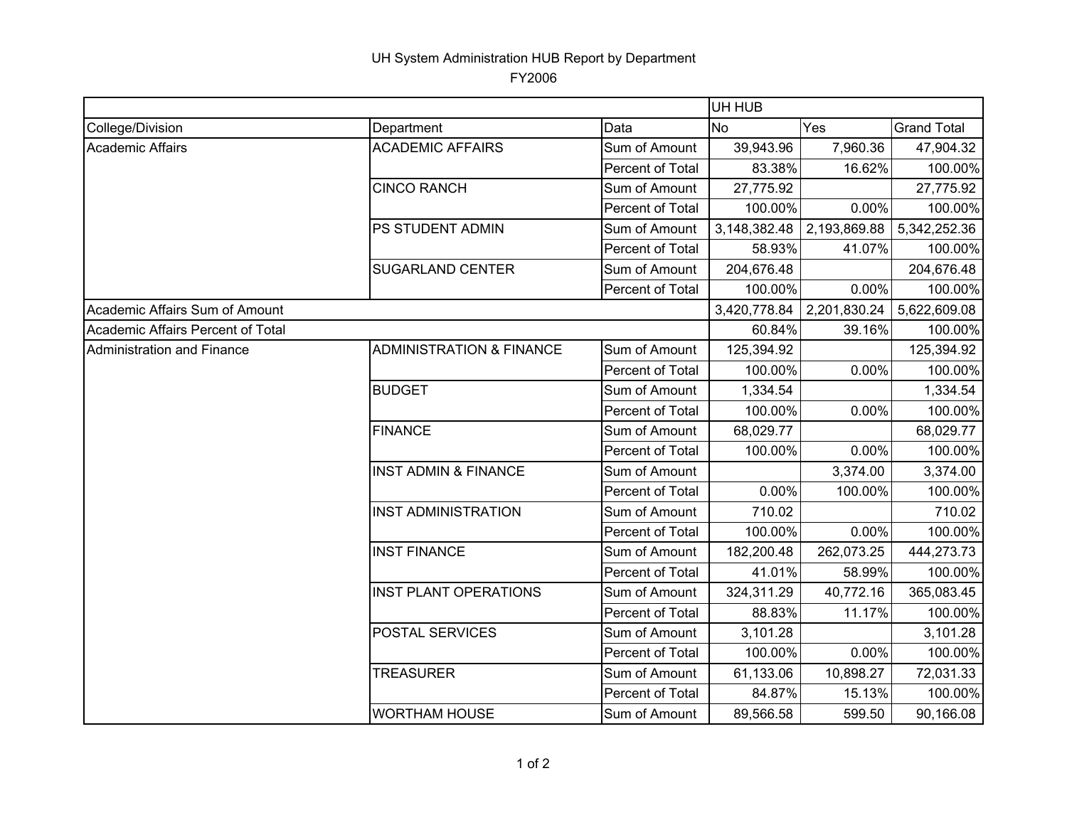# UH System Administration HUB Report by Department

FY2006

| | | | UH HUB | | |
|---|---|---|---|---|---|
| College/Division | Department | Data | No | Yes | Grand Total |
| Academic Affairs | ACADEMIC AFFAIRS | Sum of Amount | 39,943.96 | 7,960.36 | 47,904.32 |
| | | Percent of Total | 83.38% | 16.62% | 100.00% |
| | CINCO RANCH | Sum of Amount | 27,775.92 | | 27,775.92 |
| | | Percent of Total | 100.00% | 0.00% | 100.00% |
| | PS STUDENT ADMIN | Sum of Amount | 3,148,382.48 | 2,193,869.88 | 5,342,252.36 |
| | | Percent of Total | 58.93% | 41.07% | 100.00% |
| | SUGARLAND CENTER | Sum of Amount | 204,676.48 | | 204,676.48 |
| | | Percent of Total | 100.00% | 0.00% | 100.00% |
| Academic Affairs Sum of Amount | | | 3,420,778.84 | 2,201,830.24 | 5,622,609.08 |
| Academic Affairs Percent of Total | | | 60.84% | 39.16% | 100.00% |
| Administration and Finance | ADMINISTRATION & FINANCE | Sum of Amount | 125,394.92 | | 125,394.92 |
| | | Percent of Total | 100.00% | 0.00% | 100.00% |
| | BUDGET | Sum of Amount | 1,334.54 | | 1,334.54 |
| | | Percent of Total | 100.00% | 0.00% | 100.00% |
| | FINANCE | Sum of Amount | 68,029.77 | | 68,029.77 |
| | | Percent of Total | 100.00% | 0.00% | 100.00% |
| | INST ADMIN & FINANCE | Sum of Amount | | 3,374.00 | 3,374.00 |
| | | Percent of Total | 0.00% | 100.00% | 100.00% |
| | INST ADMINISTRATION | Sum of Amount | 710.02 | | 710.02 |
| | | Percent of Total | 100.00% | 0.00% | 100.00% |
| | INST FINANCE | Sum of Amount | 182,200.48 | 262,073.25 | 444,273.73 |
| | | Percent of Total | 41.01% | 58.99% | 100.00% |
| | INST PLANT OPERATIONS | Sum of Amount | 324,311.29 | 40,772.16 | 365,083.45 |
| | | Percent of Total | 88.83% | 11.17% | 100.00% |
| | POSTAL SERVICES | Sum of Amount | 3,101.28 | | 3,101.28 |
| | | Percent of Total | 100.00% | 0.00% | 100.00% |
| | TREASURER | Sum of Amount | 61,133.06 | 10,898.27 | 72,031.33 |
| | | Percent of Total | 84.87% | 15.13% | 100.00% |
| | WORTHAM HOUSE | Sum of Amount | 89,566.58 | 599.50 | 90,166.08 |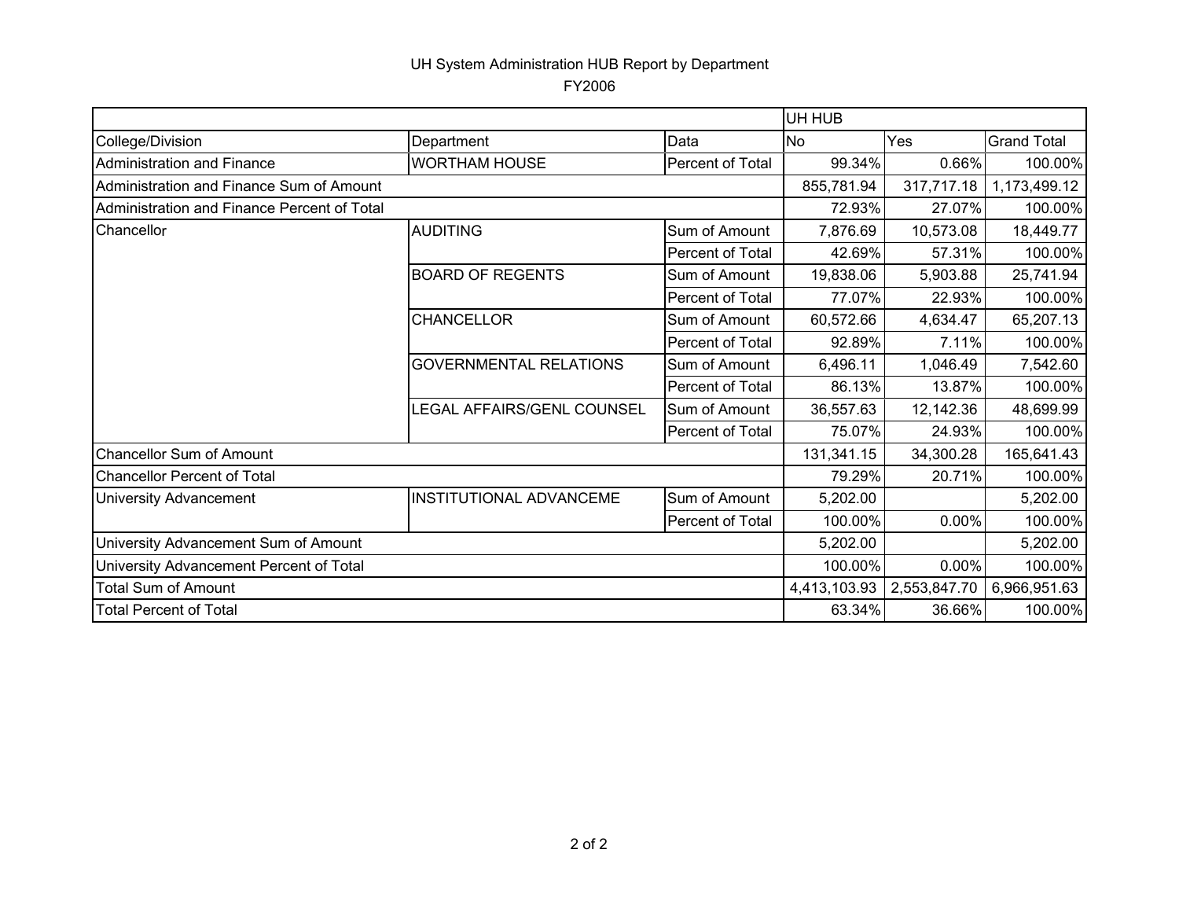# UH System Administration HUB Report by Department

FY2006

| | | | UH HUB | | |
|---|---|---|---|---|---|
| College/Division | Department | Data | No | Yes | Grand Total |
| Administration and Finance | WORTHAM HOUSE | Percent of Total | 99.34% | 0.66% | 100.00% |
| Administration and Finance Sum of Amount | | | 855,781.94 | 317,717.18 | 1,173,499.12 |
| Administration and Finance Percent of Total | | | 72.93% | 27.07% | 100.00% |
| Chancellor | AUDITING | Sum of Amount | 7,876.69 | 10,573.08 | 18,449.77 |
| | | Percent of Total | 42.69% | 57.31% | 100.00% |
| | BOARD OF REGENTS | Sum of Amount | 19,838.06 | 5,903.88 | 25,741.94 |
| | | Percent of Total | 77.07% | 22.93% | 100.00% |
| | CHANCELLOR | Sum of Amount | 60,572.66 | 4,634.47 | 65,207.13 |
| | | Percent of Total | 92.89% | 7.11% | 100.00% |
| | GOVERNMENTAL RELATIONS | Sum of Amount | 6,496.11 | 1,046.49 | 7,542.60 |
| | | Percent of Total | 86.13% | 13.87% | 100.00% |
| | LEGAL AFFAIRS/GENL COUNSEL | Sum of Amount | 36,557.63 | 12,142.36 | 48,699.99 |
| | | Percent of Total | 75.07% | 24.93% | 100.00% |
| Chancellor Sum of Amount | | | 131,341.15 | 34,300.28 | 165,641.43 |
| Chancellor Percent of Total | | | 79.29% | 20.71% | 100.00% |
| University Advancement | INSTITUTIONAL ADVANCEME | Sum of Amount | 5,202.00 | | 5,202.00 |
| | | Percent of Total | 100.00% | 0.00% | 100.00% |
| University Advancement Sum of Amount | | | 5,202.00 | | 5,202.00 |
| University Advancement Percent of Total | | | 100.00% | 0.00% | 100.00% |
| Total Sum of Amount | | | 4,413,103.93 | 2,553,847.70 | 6,966,951.63 |
| Total Percent of Total | | | 63.34% | 36.66% | 100.00% |